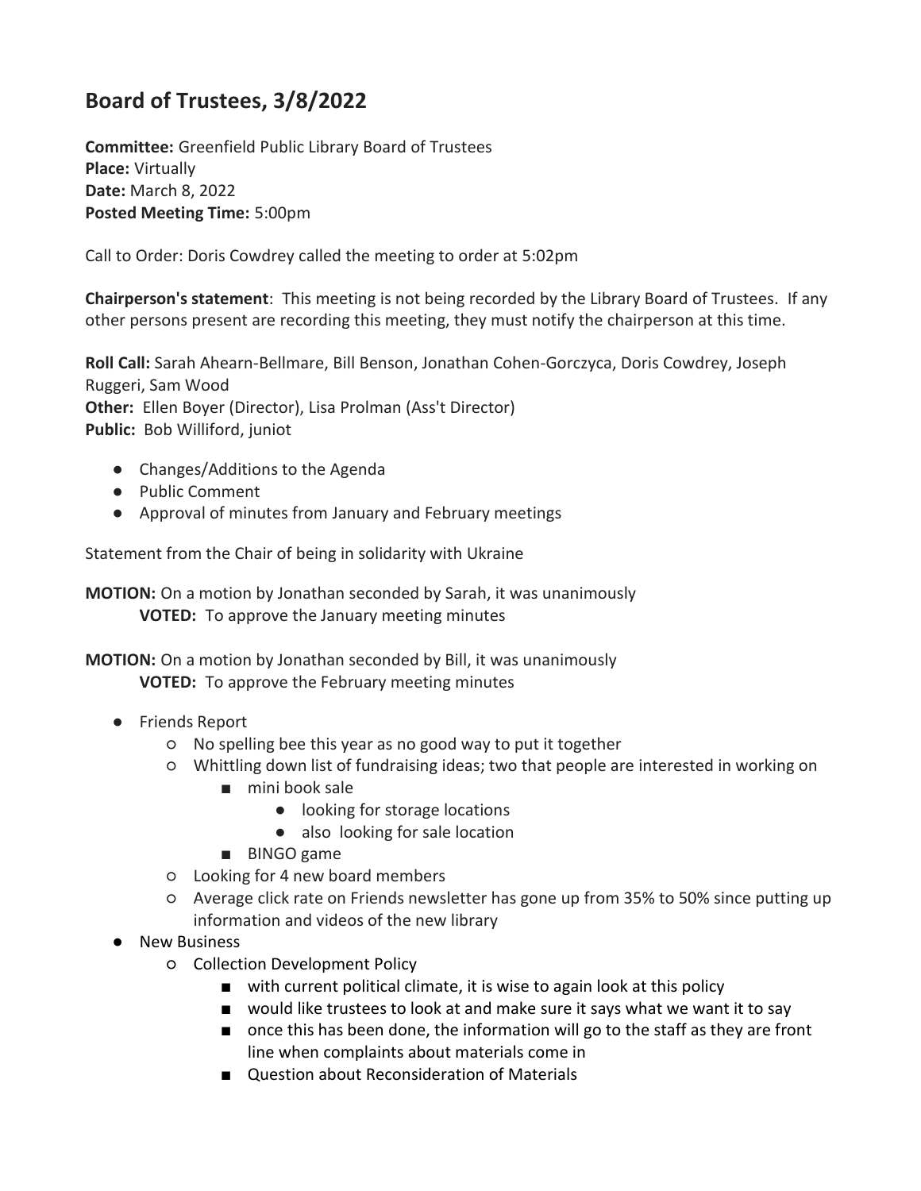# Board of Trustees, 3/8/2022

**Committee:** Greenfield Public Library Board of Trustees
**Place:** Virtually
**Date:** March 8, 2022
**Posted Meeting Time:** 5:00pm

Call to Order: Doris Cowdrey called the meeting to order at 5:02pm

**Chairperson's statement**: This meeting is not being recorded by the Library Board of Trustees. If any other persons present are recording this meeting, they must notify the chairperson at this time.

**Roll Call:** Sarah Ahearn-Bellmare, Bill Benson, Jonathan Cohen-Gorczyca, Doris Cowdrey, Joseph Ruggeri, Sam Wood
**Other:** Ellen Boyer (Director), Lisa Prolman (Ass't Director)
**Public:** Bob Williford, juniot

- Changes/Additions to the Agenda
- Public Comment
- Approval of minutes from January and February meetings

Statement from the Chair of being in solidarity with Ukraine

**MOTION:** On a motion by Jonathan seconded by Sarah, it was unanimously
**VOTED:** To approve the January meeting minutes

**MOTION:** On a motion by Jonathan seconded by Bill, it was unanimously
**VOTED:** To approve the February meeting minutes

- Friends Report
  - No spelling bee this year as no good way to put it together
  - Whittling down list of fundraising ideas; two that people are interested in working on
    - mini book sale
      - looking for storage locations
      - also looking for sale location
    - BINGO game
  - Looking for 4 new board members
  - Average click rate on Friends newsletter has gone up from 35% to 50% since putting up information and videos of the new library
- New Business
  - Collection Development Policy
    - with current political climate, it is wise to again look at this policy
    - would like trustees to look at and make sure it says what we want it to say
    - once this has been done, the information will go to the staff as they are front line when complaints about materials come in
    - Question about Reconsideration of Materials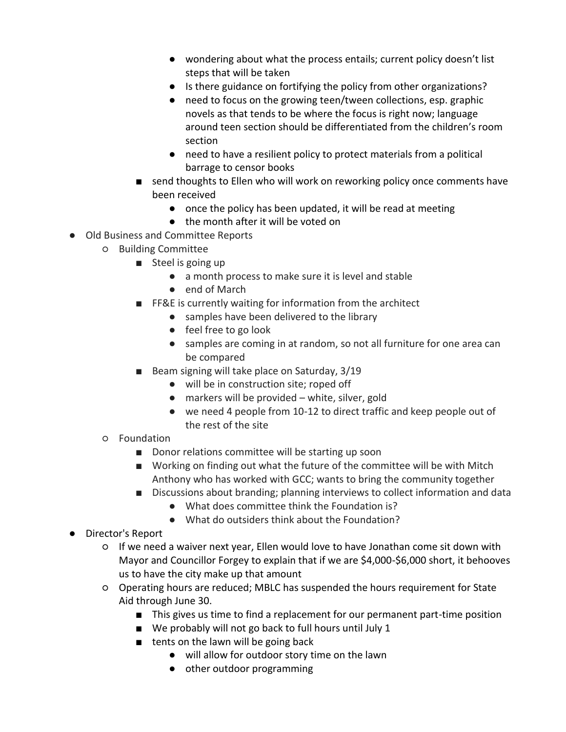- wondering about what the process entails; current policy doesn't list steps that will be taken
            - Is there guidance on fortifying the policy from other organizations?
            - need to focus on the growing teen/tween collections, esp. graphic novels as that tends to be where the focus is right now; language around teen section should be differentiated from the children's room section
            - need to have a resilient policy to protect materials from a political barrage to censor books
        - send thoughts to Ellen who will work on reworking policy once comments have been received
            - once the policy has been updated, it will be read at meeting
            - the month after it will be voted on
- Old Business and Committee Reports
    - Building Committee
        - Steel is going up
            - a month process to make sure it is level and stable
            - end of March
        - FF&E is currently waiting for information from the architect
            - samples have been delivered to the library
            - feel free to go look
            - samples are coming in at random, so not all furniture for one area can be compared
        - Beam signing will take place on Saturday, 3/19
            - will be in construction site; roped off
            - markers will be provided – white, silver, gold
            - we need 4 people from 10-12 to direct traffic and keep people out of the rest of the site
    - Foundation
        - Donor relations committee will be starting up soon
        - Working on finding out what the future of the committee will be with Mitch Anthony who has worked with GCC; wants to bring the community together
        - Discussions about branding; planning interviews to collect information and data
            - What does committee think the Foundation is?
            - What do outsiders think about the Foundation?
- Director's Report
    - If we need a waiver next year, Ellen would love to have Jonathan come sit down with Mayor and Councillor Forgey to explain that if we are $4,000-$6,000 short, it behooves us to have the city make up that amount
    - Operating hours are reduced; MBLC has suspended the hours requirement for State Aid through June 30.
        - This gives us time to find a replacement for our permanent part-time position
        - We probably will not go back to full hours until July 1
        - tents on the lawn will be going back
            - will allow for outdoor story time on the lawn
            - other outdoor programming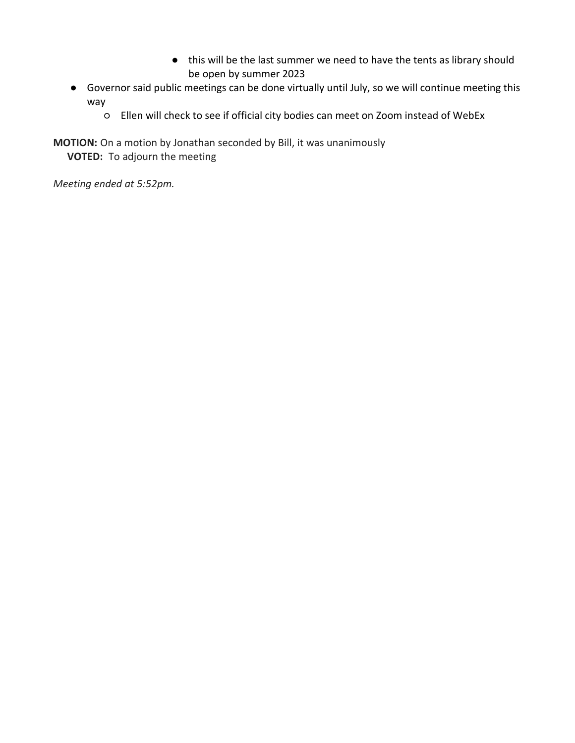- this will be the last summer we need to have the tents as library should be open by summer 2023
- Governor said public meetings can be done virtually until July, so we will continue meeting this way
    - Ellen will check to see if official city bodies can meet on Zoom instead of WebEx

**MOTION:** On a motion by Jonathan seconded by Bill, it was unanimously
**VOTED:** To adjourn the meeting

*Meeting ended at 5:52pm.*